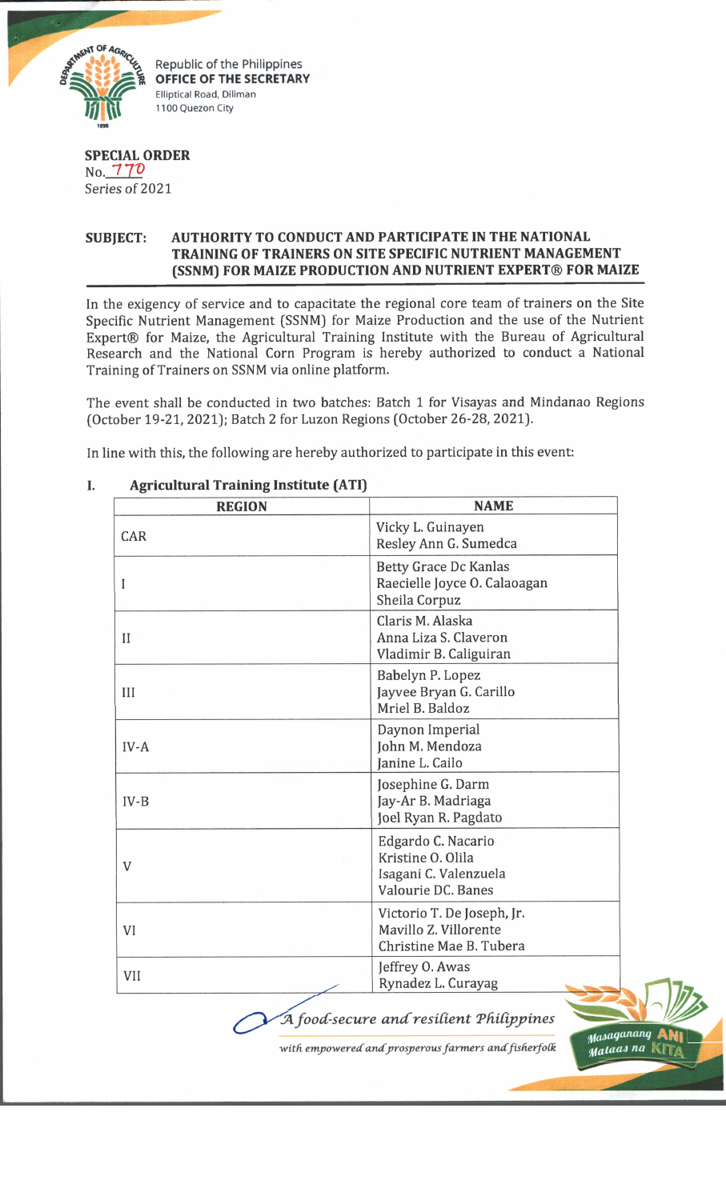Republic of the Philippines
**OFFICE OF THE SECRETARY**
Elliptical Road, Diliman
1100 Quezon City

**SPECIAL ORDER**
No. 770
Series of 2021

**SUBJECT: AUTHORITY TO CONDUCT AND PARTICIPATE IN THE NATIONAL TRAINING OF TRAINERS ON SITE SPECIFIC NUTRIENT MANAGEMENT (SSNM) FOR MAIZE PRODUCTION AND NUTRIENT EXPERT® FOR MAIZE**

In the exigency of service and to capacitate the regional core team of trainers on the Site Specific Nutrient Management (SSNM) for Maize Production and the use of the Nutrient Expert® for Maize, the Agricultural Training Institute with the Bureau of Agricultural Research and the National Corn Program is hereby authorized to conduct a National Training of Trainers on SSNM via online platform.

The event shall be conducted in two batches: Batch 1 for Visayas and Mindanao Regions (October 19-21, 2021); Batch 2 for Luzon Regions (October 26-28, 2021).

In line with this, the following are hereby authorized to participate in this event:

## I. Agricultural Training Institute (ATI)

| REGION | NAME |
|---|---|
| CAR | Vicky L. Guinayen<br>Resley Ann G. Sumedca |
| I | Betty Grace Dc Kanlas<br>Raecielle Joyce O. Calaoagan<br>Sheila Corpuz |
| II | Claris M. Alaska<br>Anna Liza S. Claveron<br>Vladimir B. Caliguiran |
| III | Babelyn P. Lopez<br>Jayvee Bryan G. Carillo<br>Mriel B. Baldoz |
| IV-A | Daynon Imperial<br>John M. Mendoza<br>Janine L. Cailo |
| IV-B | Josephine G. Darm<br>Jay-Ar B. Madriaga<br>Joel Ryan R. Pagdato |
| V | Edgardo C. Nacario<br>Kristine O. Olila<br>Isagani C. Valenzuela<br>Valourie DC. Banes |
| VI | Victorio T. De Joseph, Jr.<br>Mavillo Z. Villorente<br>Christine Mae B. Tubera |
| VII | Jeffrey O. Awas<br>Rynadez L. Curayag |

*A food-secure and resilient Philippines*
*with empowered and prosperous farmers and fisherfolk*

Masaganang ANI Mataas na KITA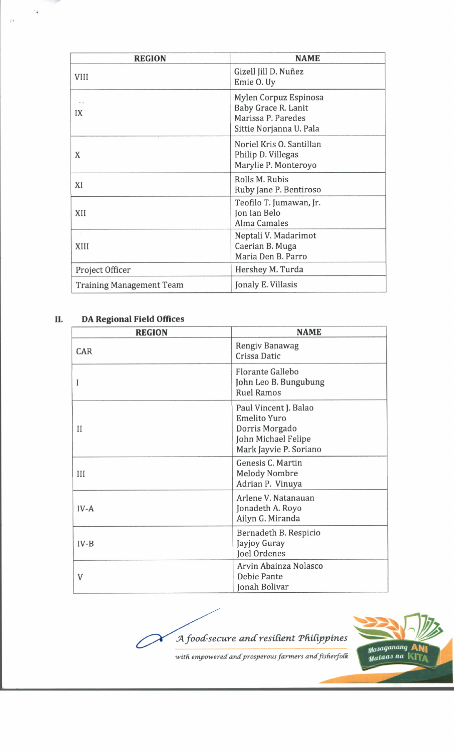| REGION | NAME |
|---|---|
| VIII | Gizell Jill D. Nuñez<br>Emie O. Uy |
| IX | Mylen Corpuz Espinosa<br>Baby Grace R. Lanit<br>Marissa P. Paredes<br>Sittie Norjanna U. Pala |
| X | Noriel Kris O. Santillan<br>Philip D. Villegas<br>Marylie P. Monteroyo |
| XI | Rolls M. Rubis<br>Ruby Jane P. Bentiroso |
| XII | Teofilo T. Jumawan, Jr.<br>Jon Ian Belo<br>Alma Camales |
| XIII | Neptali V. Madarimot<br>Caerian B. Muga<br>Maria Den B. Parro |
| Project Officer | Hershey M. Turda |
| Training Management Team | Jonaly E. Villasis |

## II. DA Regional Field Offices

| REGION | NAME |
|---|---|
| CAR | Rengiv Banawag<br>Crissa Datic |
| I | Florante Gallebo<br>John Leo B. Bungubung<br>Ruel Ramos |
| II | Paul Vincent J. Balao<br>Emelito Yuro<br>Dorris Morgado<br>John Michael Felipe<br>Mark Jayvie P. Soriano |
| III | Genesis C. Martin<br>Melody Nombre<br>Adrian P. Vinuya |
| IV-A | Arlene V. Natanauan<br>Jonadeth A. Royo<br>Ailyn G. Miranda |
| IV-B | Bernadeth B. Respicio<br>Jayjoy Guray<br>Joel Ordenes |
| V | Arvin Abainza Nolasco<br>Debie Pante<br>Jonah Bolivar |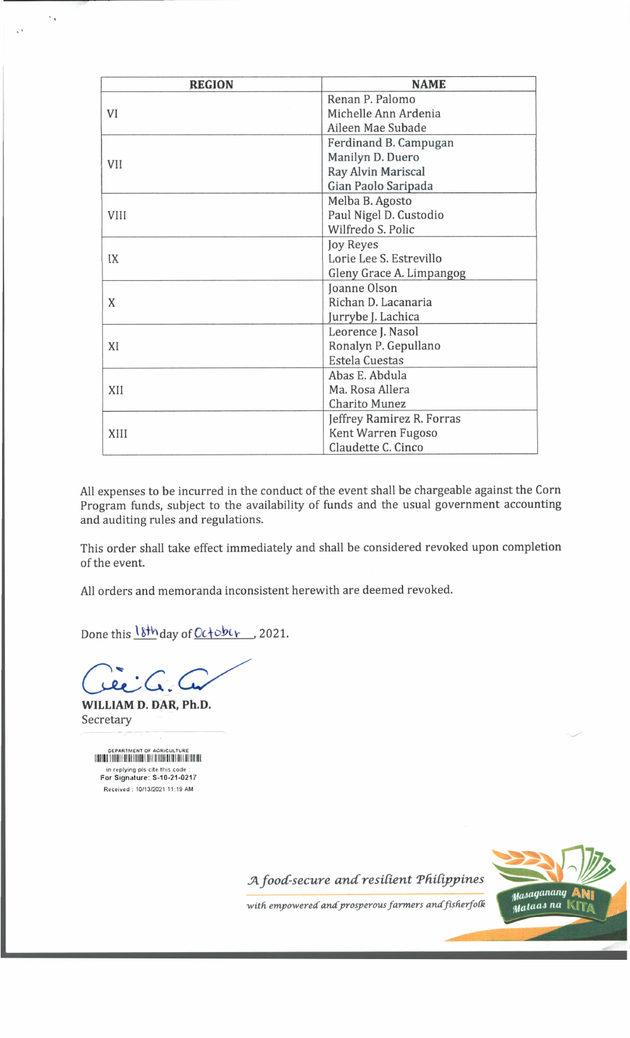| REGION | NAME |
|---|---|
| VI | Renan P. Palomo<br>Michelle Ann Ardenia<br>Aileen Mae Subade |
| VII | Ferdinand B. Campugan<br>Manilyn D. Duero<br>Ray Alvin Mariscal<br>Gian Paolo Saripada |
| VIII | Melba B. Agosto<br>Paul Nigel D. Custodio<br>Wilfredo S. Polic |
| IX | Joy Reyes<br>Lorie Lee S. Estrevillo<br>Gleny Grace A. Limpangog |
| X | Joanne Olson<br>Richan D. Lacanaria<br>Jurrybe J. Lachica |
| XI | Leorence J. Nasol<br>Ronalyn P. Gepullano<br>Estela Cuestas |
| XII | Abas E. Abdula<br>Ma. Rosa Allera<br>Charito Munez |
| XIII | Jeffrey Ramirez R. Forras<br>Kent Warren Fugoso<br>Claudette C. Cinco |

All expenses to be incurred in the conduct of the event shall be chargeable against the Corn Program funds, subject to the availability of funds and the usual government accounting and auditing rules and regulations.

This order shall take effect immediately and shall be considered revoked upon completion of the event.

All orders and memoranda inconsistent herewith are deemed revoked.

Done this 18th day of October, 2021.

**WILLIAM D. DAR, Ph.D.**
Secretary

DEPARTMENT OF AGRICULTURE
in replying pls cite this code :
For Signature: S-10-21-0217
Received : 10/13/2021 11:19 AM

*A food-secure and resilient Philippines*
*with empowered and prosperous farmers and fisherfolk*

Masaganang ANI Mataas na KITA